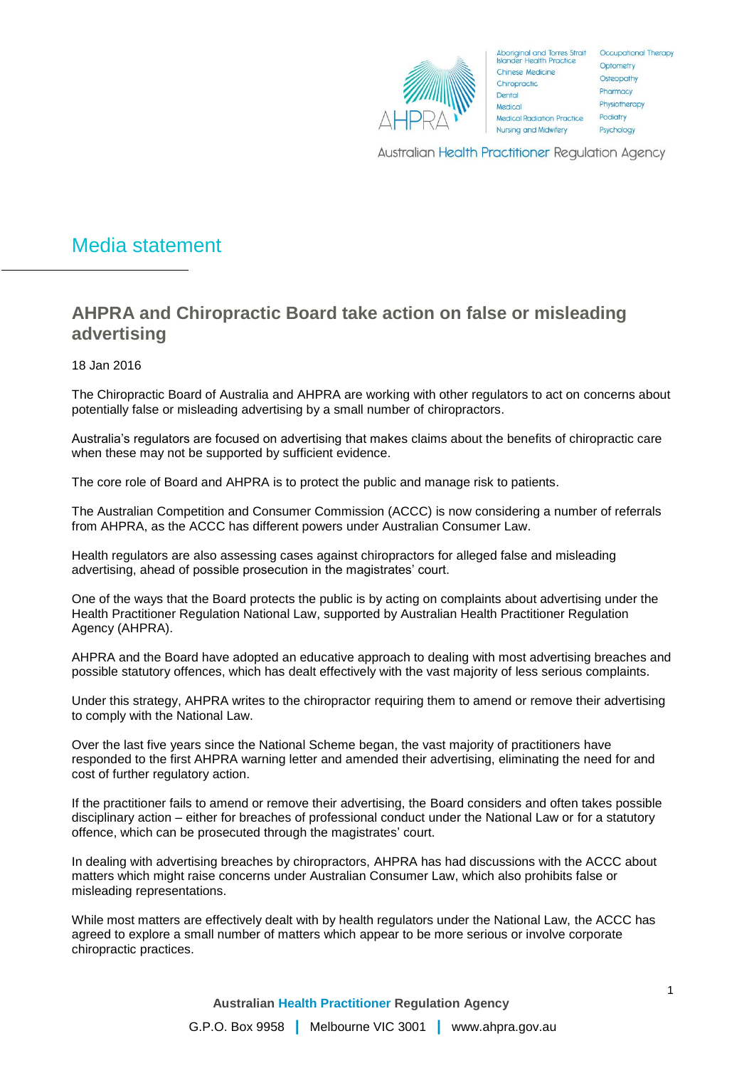# Media statement

## AHPRA and Chiropractic Board take action on false or misleading advertising

18 Jan 2016

The Chiropractic Board of Australia and AHPRA are working with other regulators to act on concerns about potentially false or misleading advertising by a small number of chiropractors.

Australia's regulators are focused on advertising that makes claims about the benefits of chiropractic care when these may not be supported by sufficient evidence.

The core role of Board and AHPRA is to protect the public and manage risk to patients.

The Australian Competition and Consumer Commission (ACCC) is now considering a number of referrals from AHPRA, as the ACCC has different powers under Australian Consumer Law.

Health regulators are also assessing cases against chiropractors for alleged false and misleading advertising, ahead of possible prosecution in the magistrates' court.

One of the ways that the Board protects the public is by acting on complaints about advertising under the Health Practitioner Regulation National Law, supported by Australian Health Practitioner Regulation Agency (AHPRA).

AHPRA and the Board have adopted an educative approach to dealing with most advertising breaches and possible statutory offences, which has dealt effectively with the vast majority of less serious complaints.

Under this strategy, AHPRA writes to the chiropractor requiring them to amend or remove their advertising to comply with the National Law.

Over the last five years since the National Scheme began, the vast majority of practitioners have responded to the first AHPRA warning letter and amended their advertising, eliminating the need for and cost of further regulatory action.

If the practitioner fails to amend or remove their advertising, the Board considers and often takes possible disciplinary action – either for breaches of professional conduct under the National Law or for a statutory offence, which can be prosecuted through the magistrates' court.

In dealing with advertising breaches by chiropractors, AHPRA has had discussions with the ACCC about matters which might raise concerns under Australian Consumer Law, which also prohibits false or misleading representations.

While most matters are effectively dealt with by health regulators under the National Law, the ACCC has agreed to explore a small number of matters which appear to be more serious or involve corporate chiropractic practices.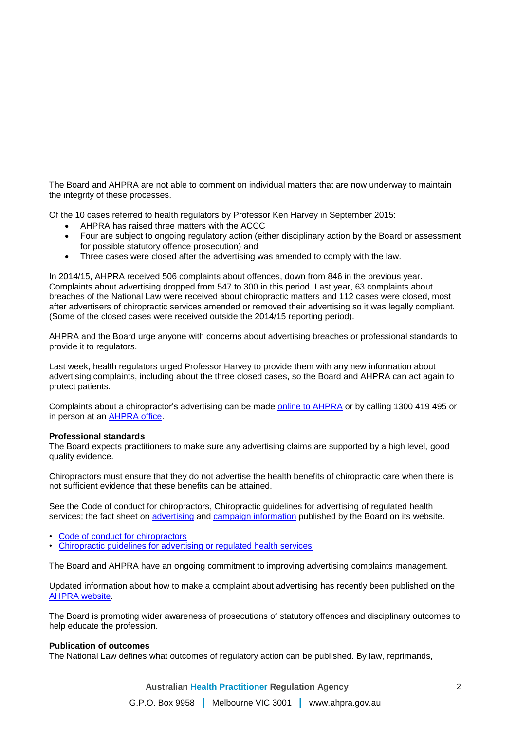The Board and AHPRA are not able to comment on individual matters that are now underway to maintain the integrity of these processes.

Of the 10 cases referred to health regulators by Professor Ken Harvey in September 2015:

- AHPRA has raised three matters with the ACCC
- Four are subject to ongoing regulatory action (either disciplinary action by the Board or assessment for possible statutory offence prosecution) and
- Three cases were closed after the advertising was amended to comply with the law.

In 2014/15, AHPRA received 506 complaints about offences, down from 846 in the previous year. Complaints about advertising dropped from 547 to 300 in this period. Last year, 63 complaints about breaches of the National Law were received about chiropractic matters and 112 cases were closed, most after advertisers of chiropractic services amended or removed their advertising so it was legally compliant. (Some of the closed cases were received outside the 2014/15 reporting period).

AHPRA and the Board urge anyone with concerns about advertising breaches or professional standards to provide it to regulators.

Last week, health regulators urged Professor Harvey to provide them with any new information about advertising complaints, including about the three closed cases, so the Board and AHPRA can act again to protect patients.

Complaints about a chiropractor's advertising can be made [online to AHPRA]() or by calling 1300 419 495 or in person at an [AHPRA office]().

**Professional standards**
The Board expects practitioners to make sure any advertising claims are supported by a high level, good quality evidence.

Chiropractors must ensure that they do not advertise the health benefits of chiropractic care when there is not sufficient evidence that these benefits can be attained.

See the Code of conduct for chiropractors, Chiropractic guidelines for advertising of regulated health services; the fact sheet on [advertising]() and [campaign information]() published by the Board on its website.

- [Code of conduct for chiropractors]()
- [Chiropractic guidelines for advertising or regulated health services]()

The Board and AHPRA have an ongoing commitment to improving advertising complaints management.

Updated information about how to make a complaint about advertising has recently been published on the [AHPRA website]().

The Board is promoting wider awareness of prosecutions of statutory offences and disciplinary outcomes to help educate the profession.

**Publication of outcomes**
The National Law defines what outcomes of regulatory action can be published. By law, reprimands,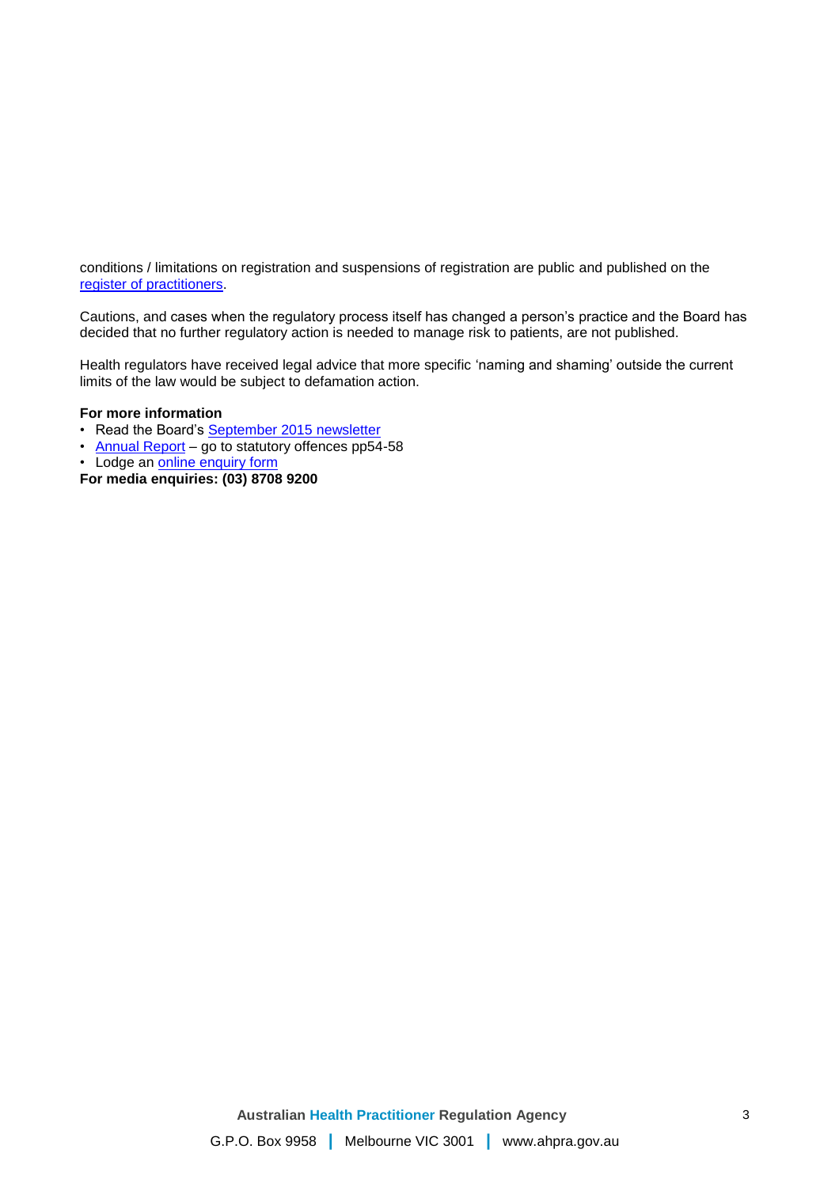conditions / limitations on registration and suspensions of registration are public and published on the register of practitioners.

Cautions, and cases when the regulatory process itself has changed a person's practice and the Board has decided that no further regulatory action is needed to manage risk to patients, are not published.

Health regulators have received legal advice that more specific 'naming and shaming' outside the current limits of the law would be subject to defamation action.

**For more information**

- Read the Board's September 2015 newsletter
- Annual Report – go to statutory offences pp54-58
- Lodge an online enquiry form

**For media enquiries: (03) 8708 9200**